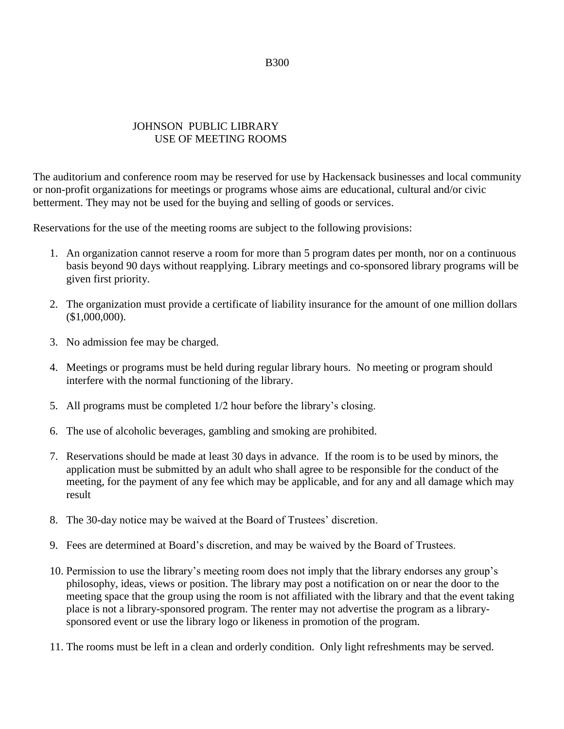B300

# JOHNSON PUBLIC LIBRARY
## USE OF MEETING ROOMS

The auditorium and conference room may be reserved for use by Hackensack businesses and local community or non-profit organizations for meetings or programs whose aims are educational, cultural and/or civic betterment. They may not be used for the buying and selling of goods or services.

Reservations for the use of the meeting rooms are subject to the following provisions:

1. An organization cannot reserve a room for more than 5 program dates per month, nor on a continuous basis beyond 90 days without reapplying. Library meetings and co-sponsored library programs will be given first priority.

2. The organization must provide a certificate of liability insurance for the amount of one million dollars ($1,000,000).

3. No admission fee may be charged.

4. Meetings or programs must be held during regular library hours. No meeting or program should interfere with the normal functioning of the library.

5. All programs must be completed 1/2 hour before the library's closing.

6. The use of alcoholic beverages, gambling and smoking are prohibited.

7. Reservations should be made at least 30 days in advance. If the room is to be used by minors, the application must be submitted by an adult who shall agree to be responsible for the conduct of the meeting, for the payment of any fee which may be applicable, and for any and all damage which may result

8. The 30-day notice may be waived at the Board of Trustees' discretion.

9. Fees are determined at Board's discretion, and may be waived by the Board of Trustees.

10. Permission to use the library's meeting room does not imply that the library endorses any group's philosophy, ideas, views or position. The library may post a notification on or near the door to the meeting space that the group using the room is not affiliated with the library and that the event taking place is not a library-sponsored program. The renter may not advertise the program as a library-sponsored event or use the library logo or likeness in promotion of the program.

11. The rooms must be left in a clean and orderly condition. Only light refreshments may be served.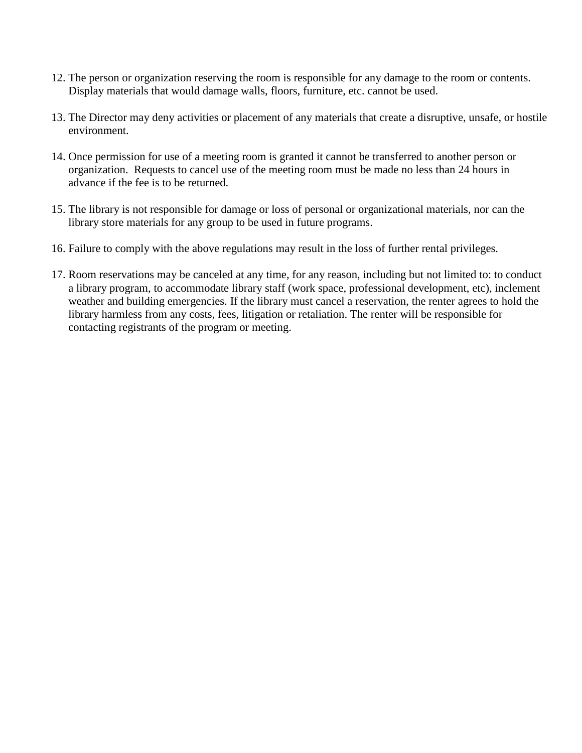12. The person or organization reserving the room is responsible for any damage to the room or contents. Display materials that would damage walls, floors, furniture, etc. cannot be used.

13. The Director may deny activities or placement of any materials that create a disruptive, unsafe, or hostile environment.

14. Once permission for use of a meeting room is granted it cannot be transferred to another person or organization. Requests to cancel use of the meeting room must be made no less than 24 hours in advance if the fee is to be returned.

15. The library is not responsible for damage or loss of personal or organizational materials, nor can the library store materials for any group to be used in future programs.

16. Failure to comply with the above regulations may result in the loss of further rental privileges.

17. Room reservations may be canceled at any time, for any reason, including but not limited to: to conduct a library program, to accommodate library staff (work space, professional development, etc), inclement weather and building emergencies. If the library must cancel a reservation, the renter agrees to hold the library harmless from any costs, fees, litigation or retaliation. The renter will be responsible for contacting registrants of the program or meeting.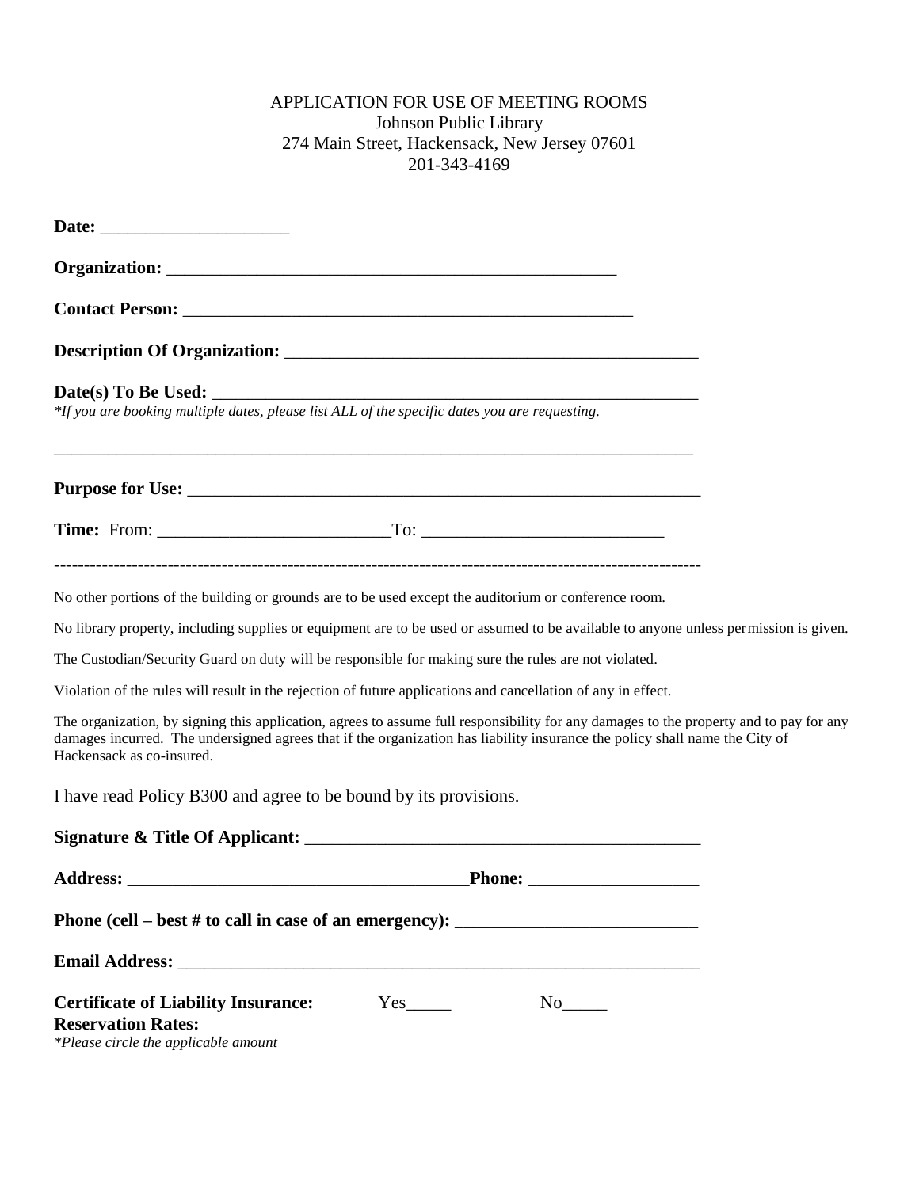APPLICATION FOR USE OF MEETING ROOMS
Johnson Public Library
274 Main Street, Hackensack, New Jersey 07601
201-343-4169

**Date:** ____________________

**Organization:** ________________________________________________

**Contact Person:** ________________________________________________

**Description Of Organization:** ______________________________________________

**Date(s) To Be Used:** ____________________________________________________

*\*If you are booking multiple dates, please list ALL of the specific dates you are requesting.*

_____________________________________________________________________

**Purpose for Use:** ____________________________________________________

**Time:** From: _________________________To: __________________________

---

No other portions of the building or grounds are to be used except the auditorium or conference room.

No library property, including supplies or equipment are to be used or assumed to be available to anyone unless permission is given.

The Custodian/Security Guard on duty will be responsible for making sure the rules are not violated.

Violation of the rules will result in the rejection of future applications and cancellation of any in effect.

The organization, by signing this application, agrees to assume full responsibility for any damages to the property and to pay for any damages incurred. The undersigned agrees that if the organization has liability insurance the policy shall name the City of Hackensack as co-insured.

I have read Policy B300 and agree to be bound by its provisions.

**Signature & Title Of Applicant:** ___________________________________________

**Address:** _____________________________________**Phone:** __________________

**Phone (cell – best # to call in case of an emergency):** __________________________

**Email Address:** ________________________________________________________

**Certificate of Liability Insurance:** Yes_____ No_____

**Reservation Rates:**

*\*Please circle the applicable amount*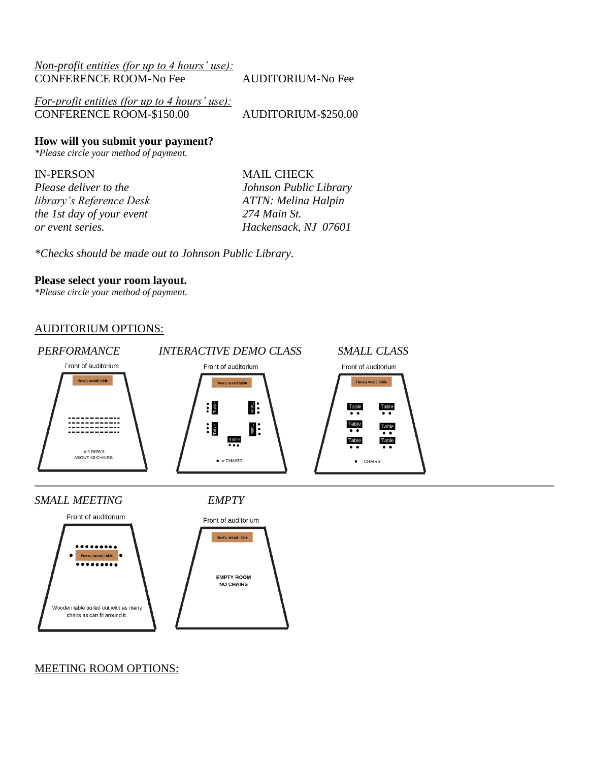*Non-profit entities (for up to 4 hours' use):*
CONFERENCE ROOM-No Fee AUDITORIUM-No Fee

*For-profit entities (for up to 4 hours' use):*
CONFERENCE ROOM-$150.00 AUDITORIUM-$250.00

**How will you submit your payment?**
*\*Please circle your method of payment.*

IN-PERSON
*Please deliver to the library's Reference Desk the 1st day of your event or event series.*

MAIL CHECK
*Johnson Public Library*
*ATTN: Melina Halpin*
*274 Main St.*
*Hackensack, NJ 07601*

*\*Checks should be made out to Johnson Public Library.*

**Please select your room layout.**
*\*Please circle your method of payment.*

AUDITORIUM OPTIONS:

*PERFORMANCE*

Front of auditorium
Heavy wood table
4-5 ROWS
ABOUT 40 CHAIRS

*INTERACTIVE DEMO CLASS*

Front of auditorium
Heavy wood table
Table
Table
Table
Table
Table
• = CHAIRS

*SMALL CLASS*

Front of auditorium
Heavy wood table
Table Table
Table Table
Table Table
• = CHAIRS

*SMALL MEETING*

Front of auditorium
Heavy wood table
Wooden table pulled out with as many chairs as can fit around it.

*EMPTY*

Front of auditorium
Heavy wood table
EMPTY ROOM
NO CHAIRS

MEETING ROOM OPTIONS: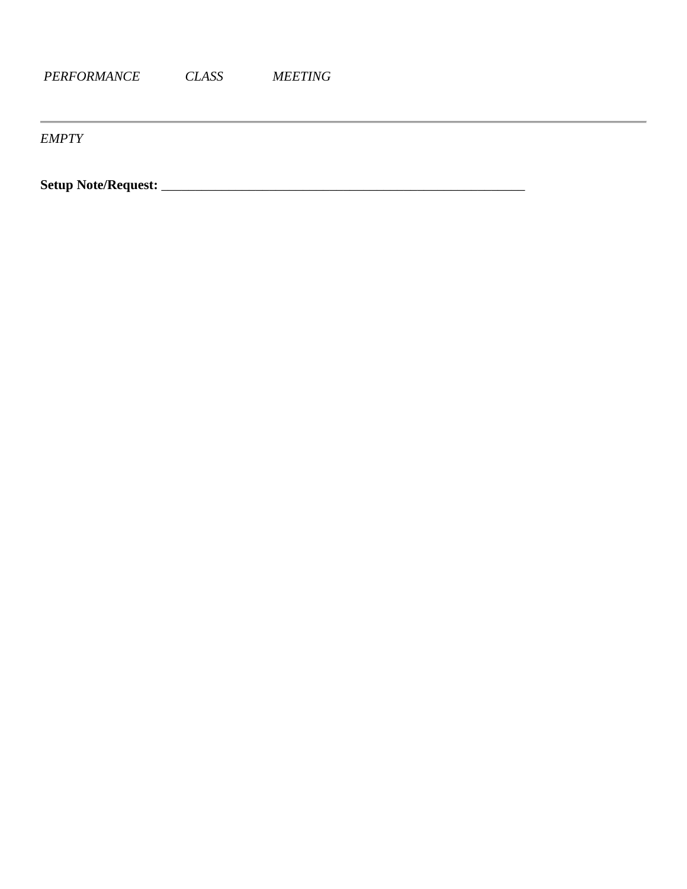*PERFORMANCE* *CLASS* *MEETING*

---

*EMPTY*

**Setup Note/Request:** _______________________________________________________